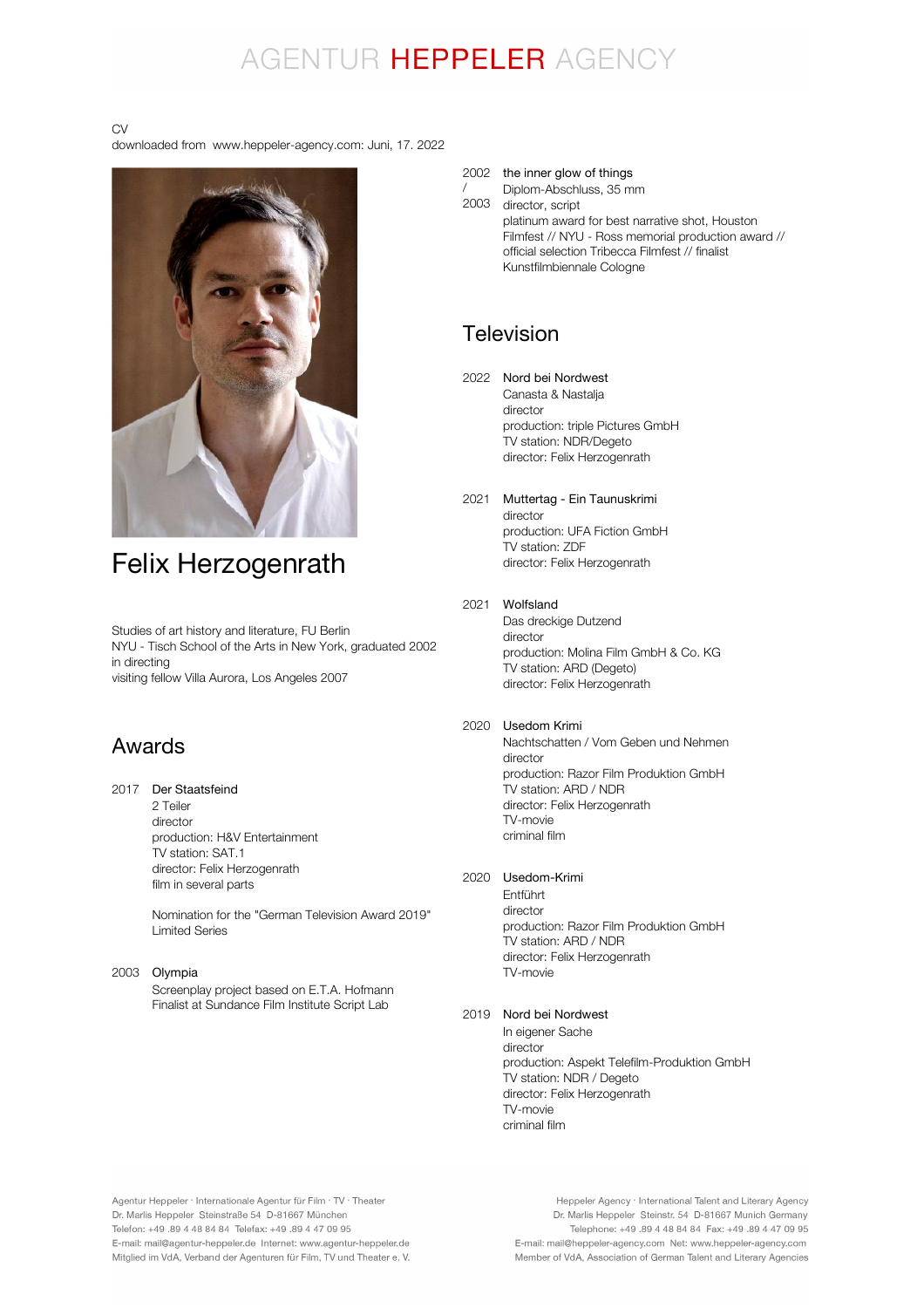CV
downloaded from www.heppeler-agency.com: Juni, 17. 2022

# Felix Herzogenrath

Studies of art history and literature, FU Berlin
NYU - Tisch School of the Arts in New York, graduated 2002 in directing
visiting fellow Villa Aurora, Los Angeles 2007

## Awards

2017 **Der Staatsfeind**
2 Teiler
director
production: H&V Entertainment
TV station: SAT.1
director: Felix Herzogenrath
film in several parts

Nomination for the "German Television Award 2019" Limited Series

2003 **Olympia**
Screenplay project based on E.T.A. Hofmann
Finalist at Sundance Film Institute Script Lab

2002 / 2003 **the inner glow of things**
Diplom-Abschluss, 35 mm
director, script
platinum award for best narrative shot, Houston Filmfest // NYU - Ross memorial production award // official selection Tribecca Filmfest // finalist Kunstfilmbiennale Cologne

## Television

2022 **Nord bei Nordwest**
Canasta & Nastalja
director
production: triple Pictures GmbH
TV station: NDR/Degeto
director: Felix Herzogenrath

2021 **Muttertag - Ein Taunuskrimi**
director
production: UFA Fiction GmbH
TV station: ZDF
director: Felix Herzogenrath

2021 **Wolfsland**
Das dreckige Dutzend
director
production: Molina Film GmbH & Co. KG
TV station: ARD (Degeto)
director: Felix Herzogenrath

2020 **Usedom Krimi**
Nachtschatten / Vom Geben und Nehmen
director
production: Razor Film Produktion GmbH
TV station: ARD / NDR
director: Felix Herzogenrath
TV-movie
criminal film

2020 **Usedom-Krimi**
Entführt
director
production: Razor Film Produktion GmbH
TV station: ARD / NDR
director: Felix Herzogenrath
TV-movie

2019 **Nord bei Nordwest**
In eigener Sache
director
production: Aspekt Telefilm-Produktion GmbH
TV station: NDR / Degeto
director: Felix Herzogenrath
TV-movie
criminal film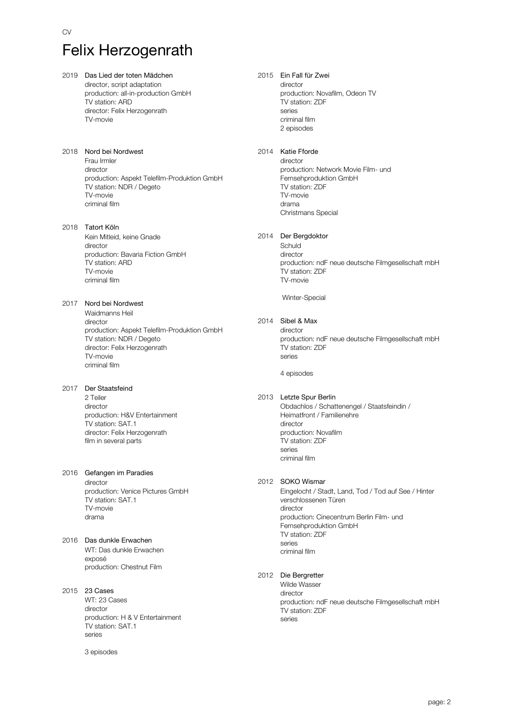CV

# Felix Herzogenrath

**2019 Das Lied der toten Mädchen**
director, script adaptation
production: all-in-production GmbH
TV station: ARD
director: Felix Herzogenrath
TV-movie

**2018 Nord bei Nordwest**
Frau Irmler
director
production: Aspekt Telefilm-Produktion GmbH
TV station: NDR / Degeto
TV-movie
criminal film

**2018 Tatort Köln**
Kein Mitleid, keine Gnade
director
production: Bavaria Fiction GmbH
TV station: ARD
TV-movie
criminal film

**2017 Nord bei Nordwest**
Waidmanns Heil
director
production: Aspekt Telefilm-Produktion GmbH
TV station: NDR / Degeto
director: Felix Herzogenrath
TV-movie
criminal film

**2017 Der Staatsfeind**
2 Teiler
director
production: H&V Entertainment
TV station: SAT.1
director: Felix Herzogenrath
film in several parts

**2016 Gefangen im Paradies**
director
production: Venice Pictures GmbH
TV station: SAT.1
TV-movie
drama

**2016 Das dunkle Erwachen**
WT: Das dunkle Erwachen
exposé
production: Chestnut Film

**2015 23 Cases**
WT: 23 Cases
director
production: H & V Entertainment
TV station: SAT.1
series

3 episodes

**2015 Ein Fall für Zwei**
director
production: Novafilm, Odeon TV
TV station: ZDF
series
criminal film
2 episodes

**2014 Katie Fforde**
director
production: Network Movie Film- und Fernsehproduktion GmbH
TV station: ZDF
TV-movie
drama
Christmans Special

**2014 Der Bergdoktor**
Schuld
director
production: ndF neue deutsche Filmgesellschaft mbH
TV station: ZDF
TV-movie

Winter-Special

**2014 Sibel & Max**
director
production: ndF neue deutsche Filmgesellschaft mbH
TV station: ZDF
series

4 episodes

**2013 Letzte Spur Berlin**
Obdachlos / Schattenengel / Staatsfeindin / Heimatfront / Familienehre
director
production: Novafilm
TV station: ZDF
series
criminal film

**2012 SOKO Wismar**
Eingelocht / Stadt, Land, Tod / Tod auf See / Hinter verschlossenen Türen
director
production: Cinecentrum Berlin Film- und Fernsehproduktion GmbH
TV station: ZDF
series
criminal film

**2012 Die Bergretter**
Wilde Wasser
director
production: ndF neue deutsche Filmgesellschaft mbH
TV station: ZDF
series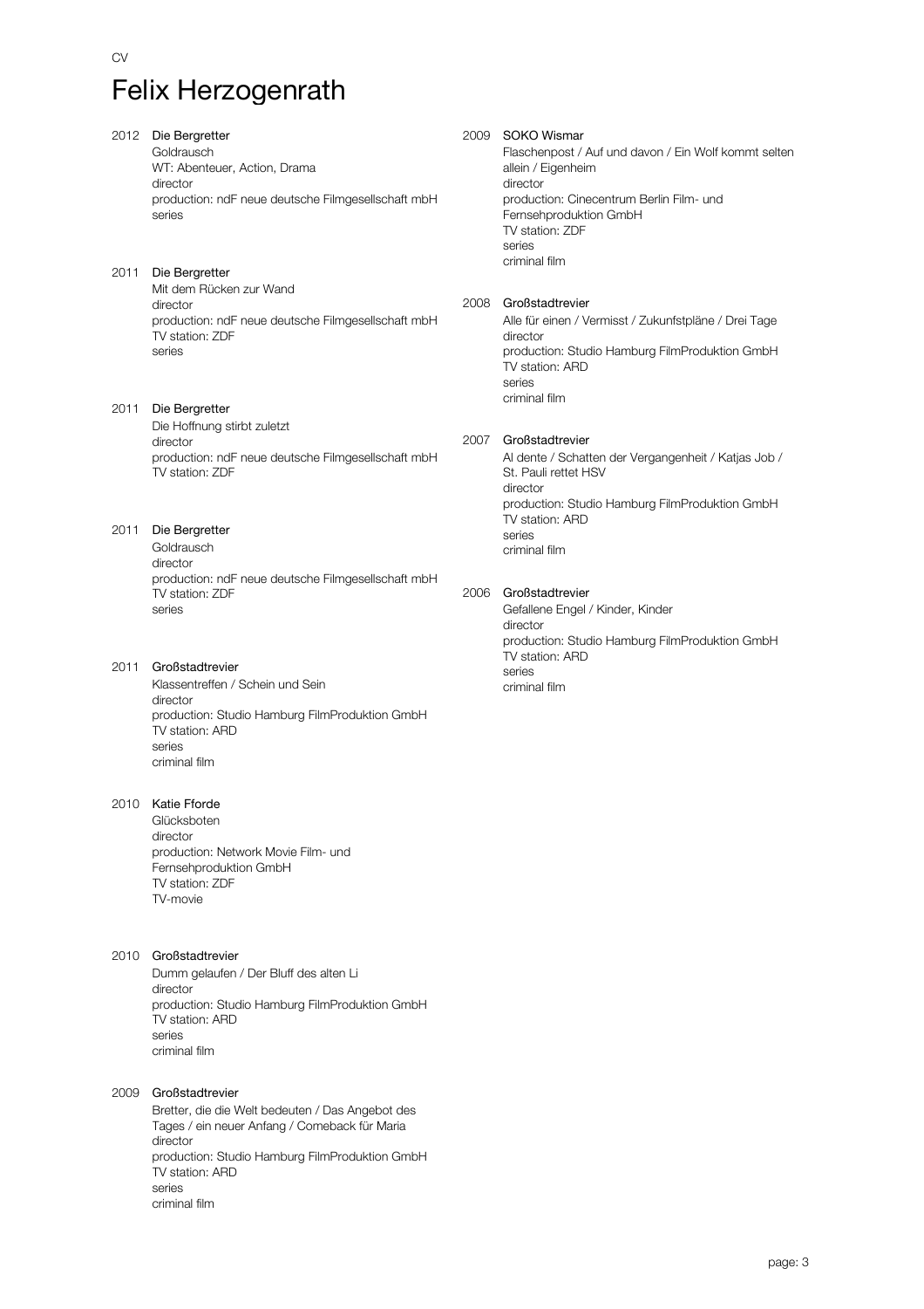CV

# Felix Herzogenrath

2012 Die Bergretter
Goldrausch
WT: Abenteuer, Action, Drama
director
production: ndF neue deutsche Filmgesellschaft mbH
series

2011 Die Bergretter
Mit dem Rücken zur Wand
director
production: ndF neue deutsche Filmgesellschaft mbH
TV station: ZDF
series

2011 Die Bergretter
Die Hoffnung stirbt zuletzt
director
production: ndF neue deutsche Filmgesellschaft mbH
TV station: ZDF

2011 Die Bergretter
Goldrausch
director
production: ndF neue deutsche Filmgesellschaft mbH
TV station: ZDF
series

2011 Großstadtrevier
Klassentreffen / Schein und Sein
director
production: Studio Hamburg FilmProduktion GmbH
TV station: ARD
series
criminal film

2010 Katie Fforde
Glücksboten
director
production: Network Movie Film- und Fernsehproduktion GmbH
TV station: ZDF
TV-movie

2010 Großstadtrevier
Dumm gelaufen / Der Bluff des alten Li
director
production: Studio Hamburg FilmProduktion GmbH
TV station: ARD
series
criminal film

2009 Großstadtrevier
Bretter, die die Welt bedeuten / Das Angebot des Tages / ein neuer Anfang / Comeback für Maria
director
production: Studio Hamburg FilmProduktion GmbH
TV station: ARD
series
criminal film

2009 SOKO Wismar
Flaschenpost / Auf und davon / Ein Wolf kommt selten allein / Eigenheim
director
production: Cinecentrum Berlin Film- und Fernsehproduktion GmbH
TV station: ZDF
series
criminal film

2008 Großstadtrevier
Alle für einen / Vermisst / Zukunftspläne / Drei Tage
director
production: Studio Hamburg FilmProduktion GmbH
TV station: ARD
series
criminal film

2007 Großstadtrevier
Al dente / Schatten der Vergangenheit / Katjas Job / St. Pauli rettet HSV
director
production: Studio Hamburg FilmProduktion GmbH
TV station: ARD
series
criminal film

2006 Großstadtrevier
Gefallene Engel / Kinder, Kinder
director
production: Studio Hamburg FilmProduktion GmbH
TV station: ARD
series
criminal film